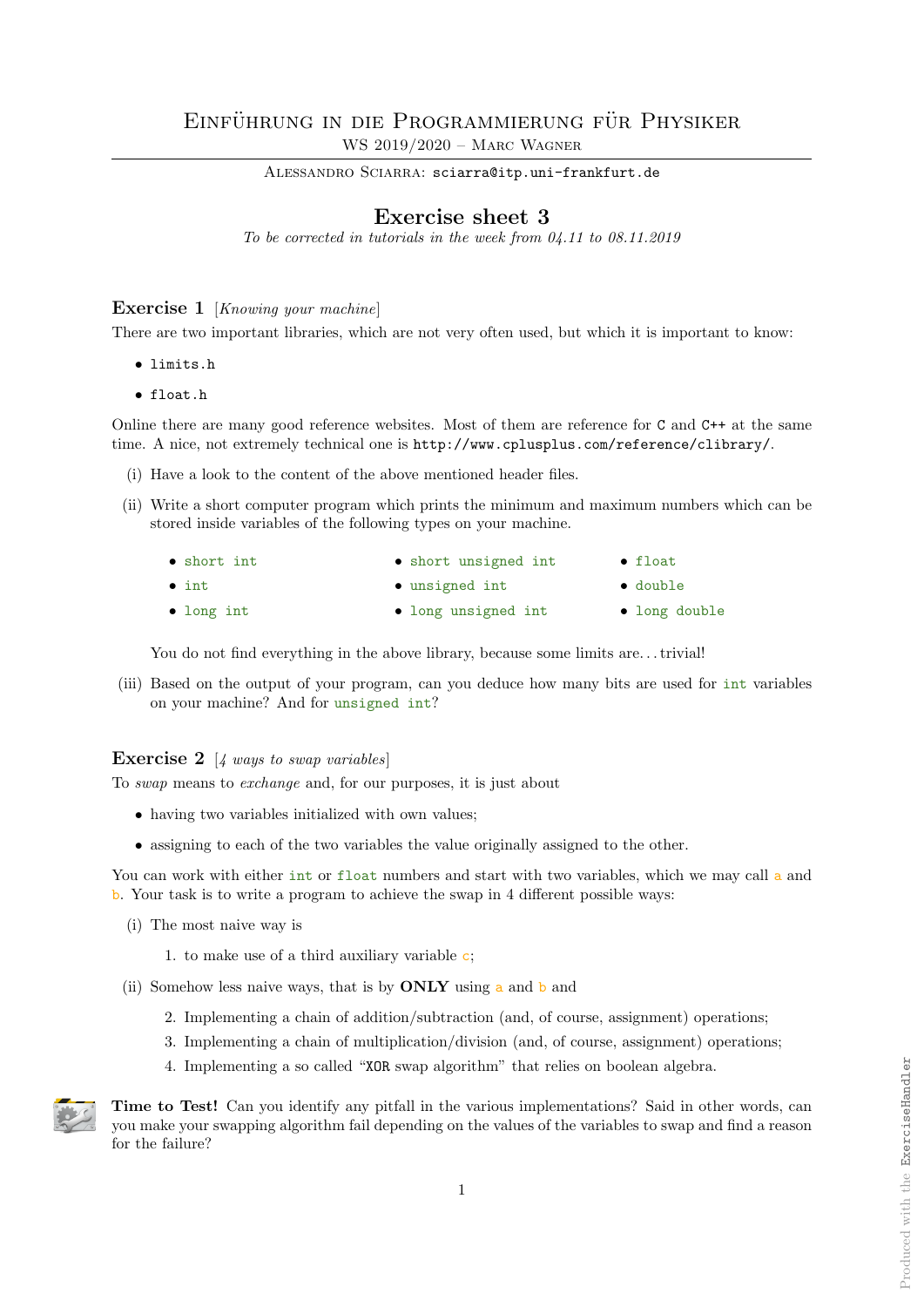# Einführung in die Programmierung für Physiker

WS 2019/2020 – Marc Wagner

Alessandro Sciarra: sciarra@itp.uni-frankfurt.de

## Exercise sheet 3

*To be corrected in tutorials in the week from 04.11 to 08.11.2019*

### Exercise 1 [*Knowing your machine*]

There are two important libraries, which are not very often used, but which it is important to know:

- `limits.h`
- `float.h`

Online there are many good reference websites. Most of them are reference for `C` and `C++` at the same time. A nice, not extremely technical one is `http://www.cplusplus.com/reference/clibrary/`.

(i) Have a look to the content of the above mentioned header files.

(ii) Write a short computer program which prints the minimum and maximum numbers which can be stored inside variables of the following types on your machine.

- `short int`
- `int`
- `long int`
- `short unsigned int`
- `unsigned int`
- `long unsigned int`
- `float`
- `double`
- `long double`

You do not find everything in the above library, because some limits are... trivial!

(iii) Based on the output of your program, can you deduce how many bits are used for `int` variables on your machine? And for `unsigned int`?

### Exercise 2 [*4 ways to swap variables*]

To *swap* means to *exchange* and, for our purposes, it is just about

- having two variables initialized with own values;
- assigning to each of the two variables the value originally assigned to the other.

You can work with either `int` or `float` numbers and start with two variables, which we may call `a` and `b`. Your task is to write a program to achieve the swap in 4 different possible ways:

(i) The most naive way is

1. to make use of a third auxiliary variable `c`;

(ii) Somehow less naive ways, that is by **ONLY** using `a` and `b` and

2. Implementing a chain of addition/subtraction (and, of course, assignment) operations;
3. Implementing a chain of multiplication/division (and, of course, assignment) operations;
4. Implementing a so called "`XOR` swap algorithm" that relies on boolean algebra.

**Time to Test!** Can you identify any pitfall in the various implementations? Said in other words, can you make your swapping algorithm fail depending on the values of the variables to swap and find a reason for the failure?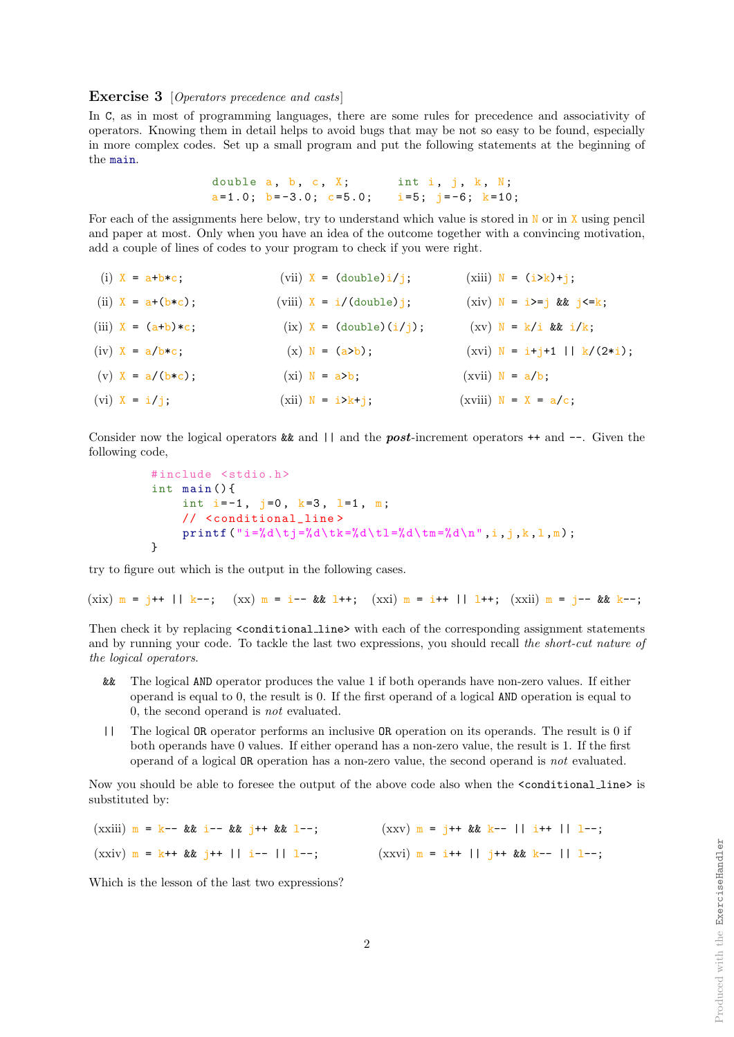**Exercise 3** [*Operators precedence and casts*]

In C, as in most of programming languages, there are some rules for precedence and associativity of operators. Knowing them in detail helps to avoid bugs that may be not so easy to be found, especially in more complex codes. Set up a small program and put the following statements at the beginning of the main.

```
double a, b, c, X;       int i, j, k, N;
a=1.0; b=-3.0; c=5.0;    i=5; j=-6; k=10;
```

For each of the assignments here below, try to understand which value is stored in N or in X using pencil and paper at most. Only when you have an idea of the outcome together with a convincing motivation, add a couple of lines of codes to your program to check if you were right.

(i) `X = a+b*c;`

(ii) `X = a+(b*c);`

(iii) `X = (a+b)*c;`

(iv) `X = a/b*c;`

(v) `X = a/(b*c);`

(vi) `X = i/j;`

(vii) `X = (double)i/j;`

(viii) `X = i/(double)j;`

(ix) `X = (double)(i/j);`

(x) `N = (a>b);`

(xi) `N = a>b;`

(xii) `N = i>k+j;`

(xiii) `N = (i>k)+j;`

(xiv) `N = i>=j && j<=k;`

(xv) `N = k/i && i/k;`

(xvi) `N = i+j+1 || k/(2*i);`

(xvii) `N = a/b;`

(xviii) `N = X = a/c;`

Consider now the logical operators `&&` and `||` and the ***post***-increment operators `++` and `--`. Given the following code,

```
#include <stdio.h>
int main(){
    int i=-1, j=0, k=3, l=1, m;
    // <conditional_line>
    printf("i=%d\tj=%d\tk=%d\tl=%d\tm=%d\n",i,j,k,l,m);
}
```

try to figure out which is the output in the following cases.

(xix) `m = j++ || k--;` (xx) `m = i-- && l++;` (xxi) `m = i++ || l++;` (xxii) `m = j-- && k--;`

Then check it by replacing `<conditional_line>` with each of the corresponding assignment statements and by running your code. To tackle the last two expressions, you should recall *the short-cut nature of the logical operators*.

- `&&` The logical AND operator produces the value 1 if both operands have non-zero values. If either operand is equal to 0, the result is 0. If the first operand of a logical AND operation is equal to 0, the second operand is *not* evaluated.
- `||` The logical OR operator performs an inclusive OR operation on its operands. The result is 0 if both operands have 0 values. If either operand has a non-zero value, the result is 1. If the first operand of a logical OR operation has a non-zero value, the second operand is *not* evaluated.

Now you should be able to foresee the output of the above code also when the `<conditional_line>` is substituted by:

(xxiii) `m = k-- && i-- && j++ && l--;`

(xxiv) `m = k++ && j++ || i-- || l--;`

(xxv) `m = j++ && k-- || i++ || l--;`

(xxvi) `m = i++ || j++ && k-- || l--;`

Which is the lesson of the last two expressions?